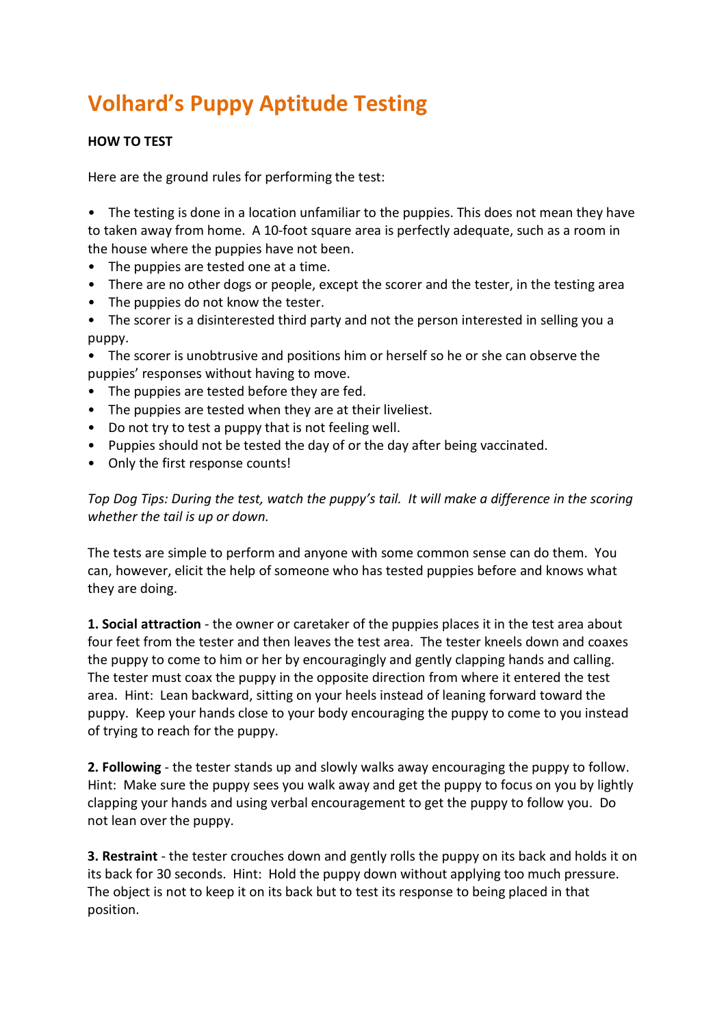# Volhard's Puppy Aptitude Testing

**HOW TO TEST**

Here are the ground rules for performing the test:

- The testing is done in a location unfamiliar to the puppies. This does not mean they have to taken away from home. A 10-foot square area is perfectly adequate, such as a room in the house where the puppies have not been.
- The puppies are tested one at a time.
- There are no other dogs or people, except the scorer and the tester, in the testing area
- The puppies do not know the tester.
- The scorer is a disinterested third party and not the person interested in selling you a puppy.
- The scorer is unobtrusive and positions him or herself so he or she can observe the puppies' responses without having to move.
- The puppies are tested before they are fed.
- The puppies are tested when they are at their liveliest.
- Do not try to test a puppy that is not feeling well.
- Puppies should not be tested the day of or the day after being vaccinated.
- Only the first response counts!

*Top Dog Tips: During the test, watch the puppy's tail. It will make a difference in the scoring whether the tail is up or down.*

The tests are simple to perform and anyone with some common sense can do them. You can, however, elicit the help of someone who has tested puppies before and knows what they are doing.

**1. Social attraction** - the owner or caretaker of the puppies places it in the test area about four feet from the tester and then leaves the test area. The tester kneels down and coaxes the puppy to come to him or her by encouragingly and gently clapping hands and calling. The tester must coax the puppy in the opposite direction from where it entered the test area. Hint: Lean backward, sitting on your heels instead of leaning forward toward the puppy. Keep your hands close to your body encouraging the puppy to come to you instead of trying to reach for the puppy.

**2. Following** - the tester stands up and slowly walks away encouraging the puppy to follow. Hint: Make sure the puppy sees you walk away and get the puppy to focus on you by lightly clapping your hands and using verbal encouragement to get the puppy to follow you. Do not lean over the puppy.

**3. Restraint** - the tester crouches down and gently rolls the puppy on its back and holds it on its back for 30 seconds. Hint: Hold the puppy down without applying too much pressure. The object is not to keep it on its back but to test its response to being placed in that position.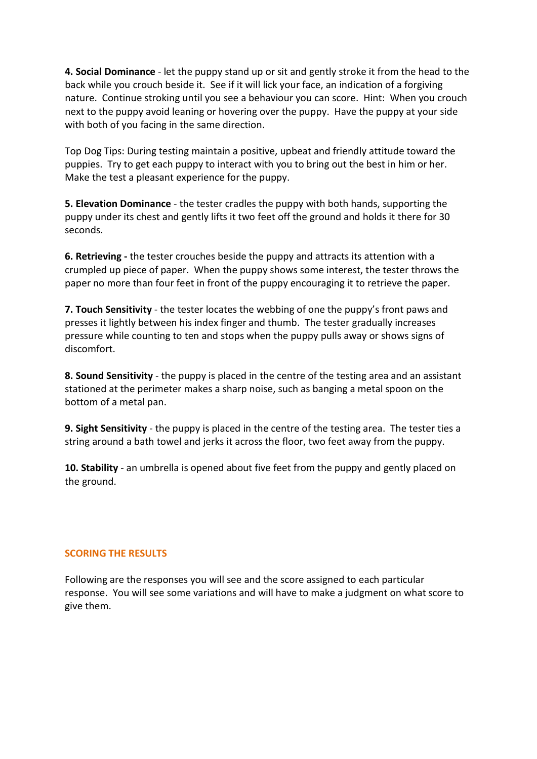**4. Social Dominance** - let the puppy stand up or sit and gently stroke it from the head to the back while you crouch beside it. See if it will lick your face, an indication of a forgiving nature. Continue stroking until you see a behaviour you can score. Hint: When you crouch next to the puppy avoid leaning or hovering over the puppy. Have the puppy at your side with both of you facing in the same direction.

Top Dog Tips: During testing maintain a positive, upbeat and friendly attitude toward the puppies. Try to get each puppy to interact with you to bring out the best in him or her. Make the test a pleasant experience for the puppy.

**5. Elevation Dominance** - the tester cradles the puppy with both hands, supporting the puppy under its chest and gently lifts it two feet off the ground and holds it there for 30 seconds.

**6. Retrieving -** the tester crouches beside the puppy and attracts its attention with a crumpled up piece of paper. When the puppy shows some interest, the tester throws the paper no more than four feet in front of the puppy encouraging it to retrieve the paper.

**7. Touch Sensitivity** - the tester locates the webbing of one the puppy's front paws and presses it lightly between his index finger and thumb. The tester gradually increases pressure while counting to ten and stops when the puppy pulls away or shows signs of discomfort.

**8. Sound Sensitivity** - the puppy is placed in the centre of the testing area and an assistant stationed at the perimeter makes a sharp noise, such as banging a metal spoon on the bottom of a metal pan.

**9. Sight Sensitivity** - the puppy is placed in the centre of the testing area. The tester ties a string around a bath towel and jerks it across the floor, two feet away from the puppy.

**10. Stability** - an umbrella is opened about five feet from the puppy and gently placed on the ground.

## SCORING THE RESULTS

Following are the responses you will see and the score assigned to each particular response. You will see some variations and will have to make a judgment on what score to give them.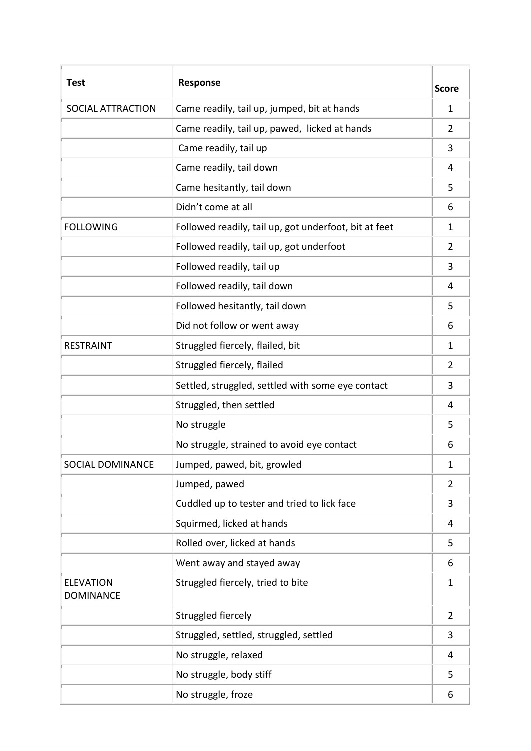| Test | Response | Score |
|---|---|---|
| SOCIAL ATTRACTION | Came readily, tail up, jumped, bit at hands | 1 |
| | Came readily, tail up, pawed, licked at hands | 2 |
| | Came readily, tail up | 3 |
| | Came readily, tail down | 4 |
| | Came hesitantly, tail down | 5 |
| | Didn't come at all | 6 |
| FOLLOWING | Followed readily, tail up, got underfoot, bit at feet | 1 |
| | Followed readily, tail up, got underfoot | 2 |
| | Followed readily, tail up | 3 |
| | Followed readily, tail down | 4 |
| | Followed hesitantly, tail down | 5 |
| | Did not follow or went away | 6 |
| RESTRAINT | Struggled fiercely, flailed, bit | 1 |
| | Struggled fiercely, flailed | 2 |
| | Settled, struggled, settled with some eye contact | 3 |
| | Struggled, then settled | 4 |
| | No struggle | 5 |
| | No struggle, strained to avoid eye contact | 6 |
| SOCIAL DOMINANCE | Jumped, pawed, bit, growled | 1 |
| | Jumped, pawed | 2 |
| | Cuddled up to tester and tried to lick face | 3 |
| | Squirmed, licked at hands | 4 |
| | Rolled over, licked at hands | 5 |
| | Went away and stayed away | 6 |
| ELEVATION DOMINANCE | Struggled fiercely, tried to bite | 1 |
| | Struggled fiercely | 2 |
| | Struggled, settled, struggled, settled | 3 |
| | No struggle, relaxed | 4 |
| | No struggle, body stiff | 5 |
| | No struggle, froze | 6 |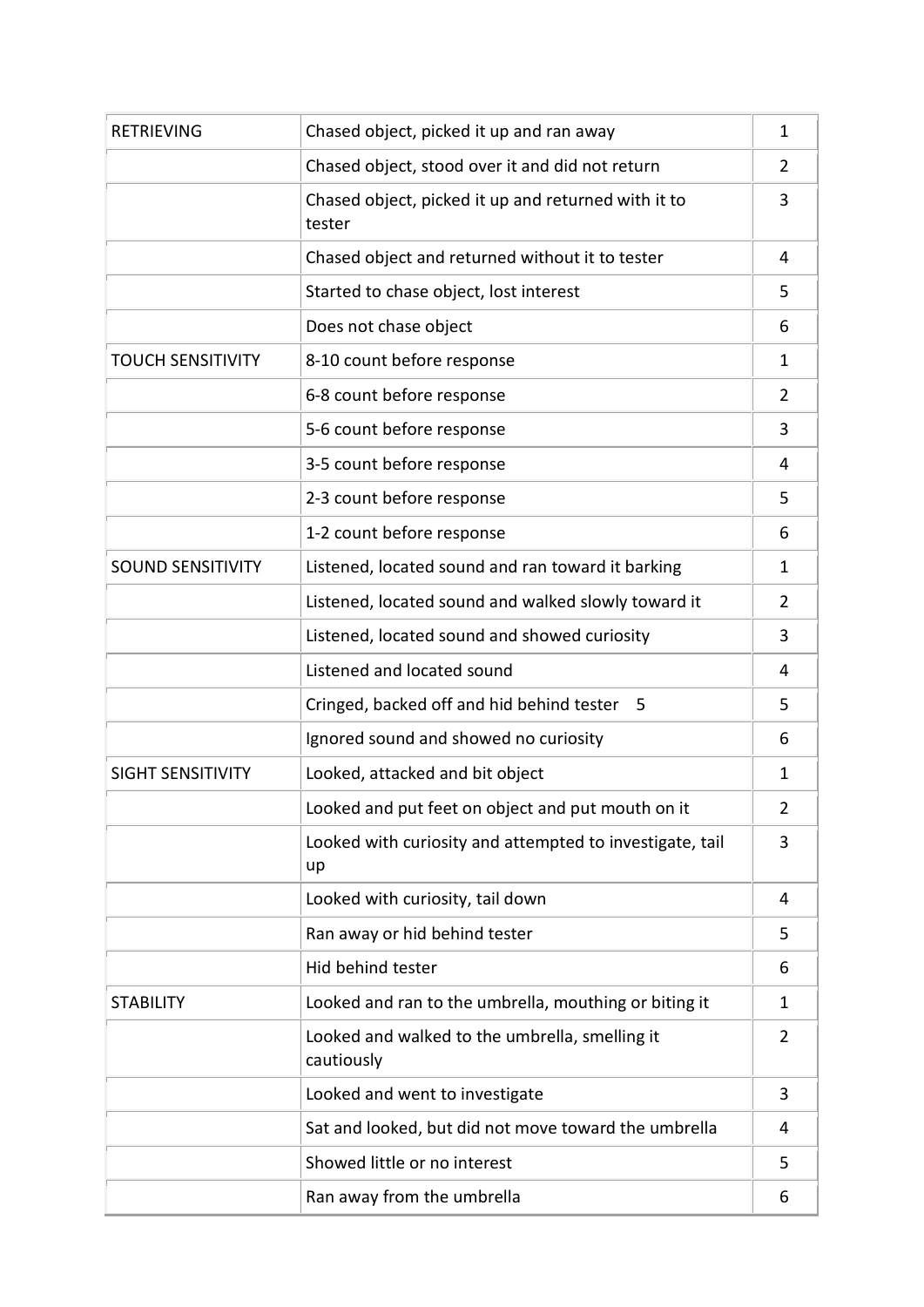| | | |
|---|---|---|
| RETRIEVING | Chased object, picked it up and ran away | 1 |
| | Chased object, stood over it and did not return | 2 |
| | Chased object, picked it up and returned with it to tester | 3 |
| | Chased object and returned without it to tester | 4 |
| | Started to chase object, lost interest | 5 |
| | Does not chase object | 6 |
| TOUCH SENSITIVITY | 8-10 count before response | 1 |
| | 6-8 count before response | 2 |
| | 5-6 count before response | 3 |
| | 3-5 count before response | 4 |
| | 2-3 count before response | 5 |
| | 1-2 count before response | 6 |
| SOUND SENSITIVITY | Listened, located sound and ran toward it barking | 1 |
| | Listened, located sound and walked slowly toward it | 2 |
| | Listened, located sound and showed curiosity | 3 |
| | Listened and located sound | 4 |
| | Cringed, backed off and hid behind tester 5 | 5 |
| | Ignored sound and showed no curiosity | 6 |
| SIGHT SENSITIVITY | Looked, attacked and bit object | 1 |
| | Looked and put feet on object and put mouth on it | 2 |
| | Looked with curiosity and attempted to investigate, tail up | 3 |
| | Looked with curiosity, tail down | 4 |
| | Ran away or hid behind tester | 5 |
| | Hid behind tester | 6 |
| STABILITY | Looked and ran to the umbrella, mouthing or biting it | 1 |
| | Looked and walked to the umbrella, smelling it cautiously | 2 |
| | Looked and went to investigate | 3 |
| | Sat and looked, but did not move toward the umbrella | 4 |
| | Showed little or no interest | 5 |
| | Ran away from the umbrella | 6 |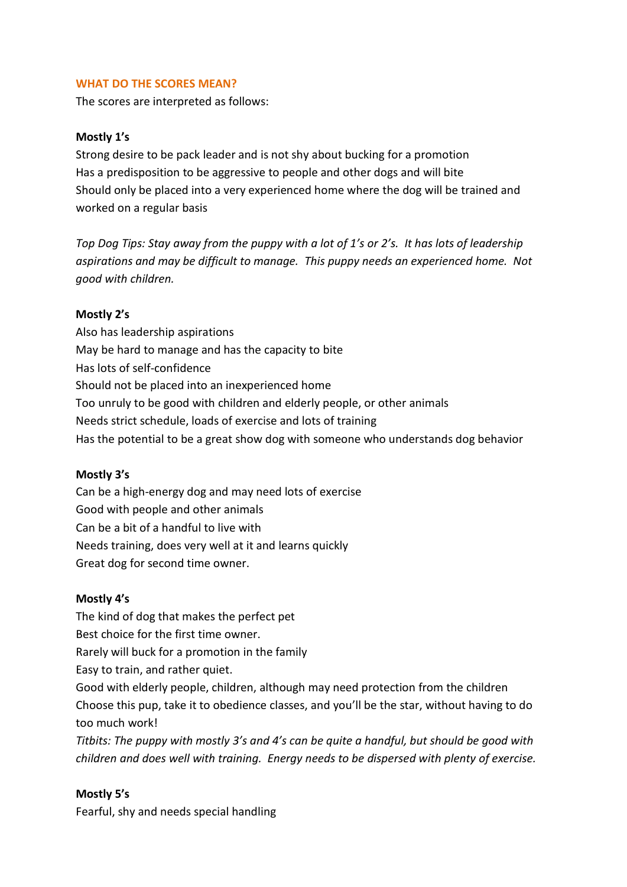## WHAT DO THE SCORES MEAN?

The scores are interpreted as follows:

**Mostly 1's**

Strong desire to be pack leader and is not shy about bucking for a promotion
Has a predisposition to be aggressive to people and other dogs and will bite
Should only be placed into a very experienced home where the dog will be trained and worked on a regular basis

*Top Dog Tips: Stay away from the puppy with a lot of 1's or 2's. It has lots of leadership aspirations and may be difficult to manage. This puppy needs an experienced home. Not good with children.*

**Mostly 2's**

Also has leadership aspirations
May be hard to manage and has the capacity to bite
Has lots of self-confidence
Should not be placed into an inexperienced home
Too unruly to be good with children and elderly people, or other animals
Needs strict schedule, loads of exercise and lots of training
Has the potential to be a great show dog with someone who understands dog behavior

**Mostly 3's**

Can be a high-energy dog and may need lots of exercise
Good with people and other animals
Can be a bit of a handful to live with
Needs training, does very well at it and learns quickly
Great dog for second time owner.

**Mostly 4's**

The kind of dog that makes the perfect pet
Best choice for the first time owner.
Rarely will buck for a promotion in the family
Easy to train, and rather quiet.
Good with elderly people, children, although may need protection from the children
Choose this pup, take it to obedience classes, and you'll be the star, without having to do too much work!
*Titbits: The puppy with mostly 3's and 4's can be quite a handful, but should be good with children and does well with training. Energy needs to be dispersed with plenty of exercise.*

**Mostly 5's**

Fearful, shy and needs special handling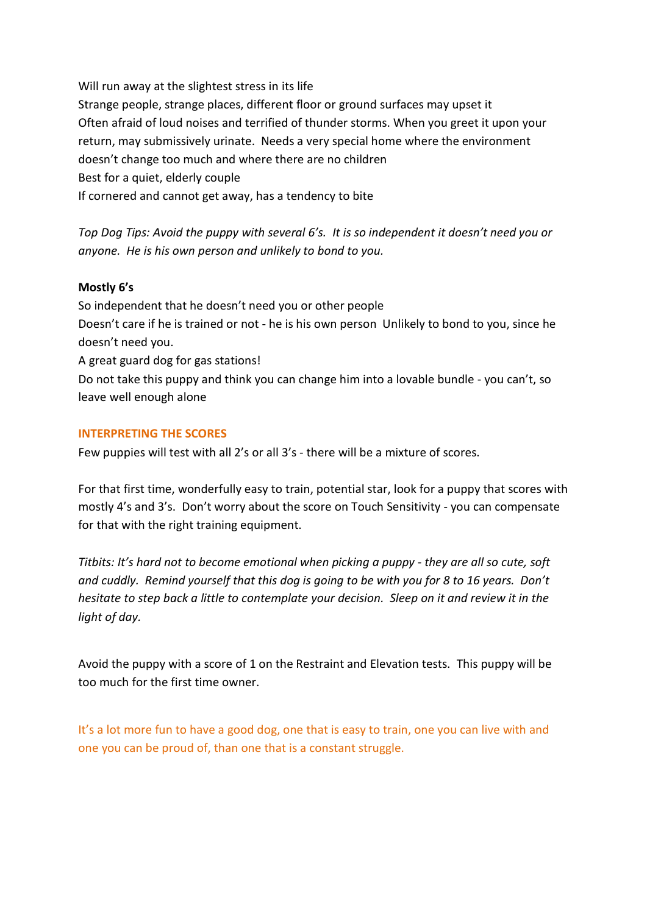Will run away at the slightest stress in its life
Strange people, strange places, different floor or ground surfaces may upset it
Often afraid of loud noises and terrified of thunder storms. When you greet it upon your return, may submissively urinate. Needs a very special home where the environment doesn't change too much and where there are no children
Best for a quiet, elderly couple
If cornered and cannot get away, has a tendency to bite

*Top Dog Tips: Avoid the puppy with several 6's. It is so independent it doesn't need you or anyone. He is his own person and unlikely to bond to you.*

**Mostly 6's**

So independent that he doesn't need you or other people
Doesn't care if he is trained or not - he is his own person Unlikely to bond to you, since he doesn't need you.
A great guard dog for gas stations!
Do not take this puppy and think you can change him into a lovable bundle - you can't, so leave well enough alone

**INTERPRETING THE SCORES**

Few puppies will test with all 2's or all 3's - there will be a mixture of scores.

For that first time, wonderfully easy to train, potential star, look for a puppy that scores with mostly 4's and 3's. Don't worry about the score on Touch Sensitivity - you can compensate for that with the right training equipment.

*Titbits: It's hard not to become emotional when picking a puppy - they are all so cute, soft and cuddly. Remind yourself that this dog is going to be with you for 8 to 16 years. Don't hesitate to step back a little to contemplate your decision. Sleep on it and review it in the light of day.*

Avoid the puppy with a score of 1 on the Restraint and Elevation tests. This puppy will be too much for the first time owner.

It's a lot more fun to have a good dog, one that is easy to train, one you can live with and one you can be proud of, than one that is a constant struggle.